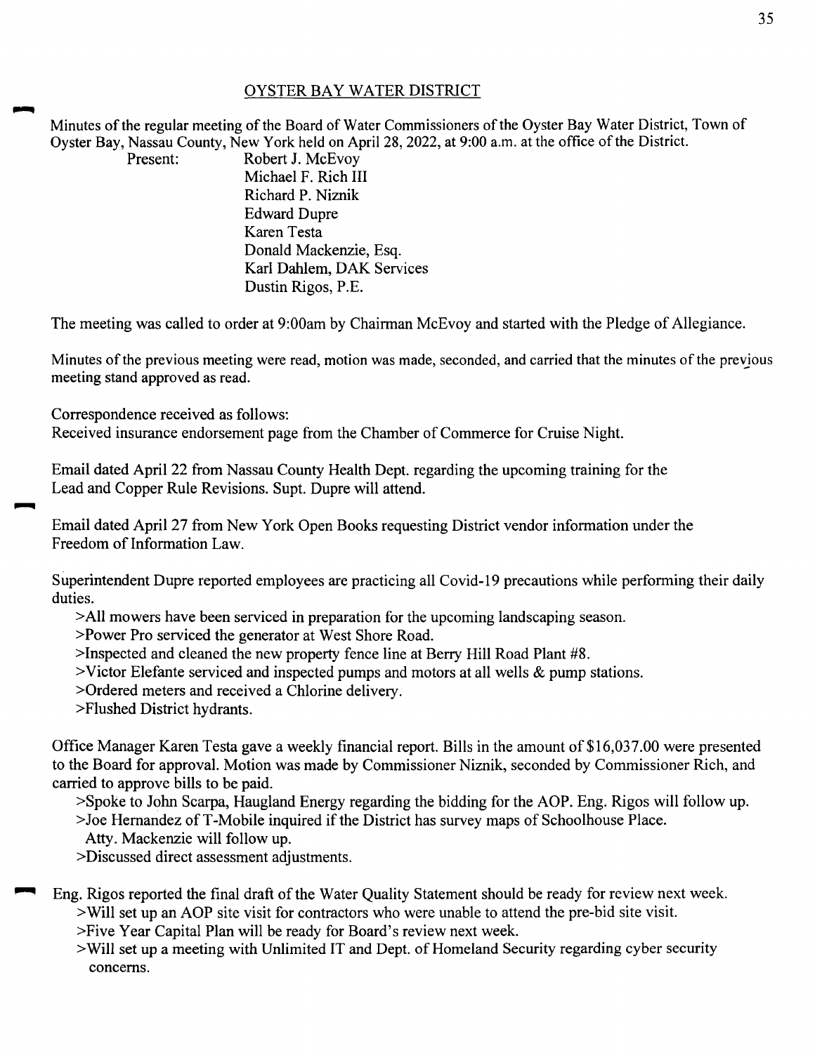## OYSTER BAY WATER DISTRICT

Minutes of the regular meeting of the Board of Water Commissioners of the Oyster Bay Water District, Town of Oyster Bay, Nassau County, New York held on April 28, 2022, at 9:00 a.m. at the office of the District.

Present:
- Robert J. McEvoy
- Michael F. Rich III
- Richard P. Niznik
- Edward Dupre
- Karen Testa
- Donald Mackenzie, Esq.
- Karl Dahlem, DAK Services
- Dustin Rigos, P.E.

The meeting was called to order at 9:00am by Chairman McEvoy and started with the Pledge of Allegiance.

Minutes of the previous meeting were read, motion was made, seconded, and carried that the minutes of the previous meeting stand approved as read.

Correspondence received as follows:
Received insurance endorsement page from the Chamber of Commerce for Cruise Night.

Email dated April 22 from Nassau County Health Dept. regarding the upcoming training for the Lead and Copper Rule Revisions. Supt. Dupre will attend.

Email dated April 27 from New York Open Books requesting District vendor information under the Freedom of Information Law.

Superintendent Dupre reported employees are practicing all Covid-19 precautions while performing their daily duties.

>All mowers have been serviced in preparation for the upcoming landscaping season.
>Power Pro serviced the generator at West Shore Road.
>Inspected and cleaned the new property fence line at Berry Hill Road Plant #8.
>Victor Elefante serviced and inspected pumps and motors at all wells & pump stations.
>Ordered meters and received a Chlorine delivery.
>Flushed District hydrants.

Office Manager Karen Testa gave a weekly financial report. Bills in the amount of $16,037.00 were presented to the Board for approval. Motion was made by Commissioner Niznik, seconded by Commissioner Rich, and carried to approve bills to be paid.

>Spoke to John Scarpa, Haugland Energy regarding the bidding for the AOP. Eng. Rigos will follow up.
>Joe Hernandez of T-Mobile inquired if the District has survey maps of Schoolhouse Place. Atty. Mackenzie will follow up.
>Discussed direct assessment adjustments.

Eng. Rigos reported the final draft of the Water Quality Statement should be ready for review next week.

>Will set up an AOP site visit for contractors who were unable to attend the pre-bid site visit.
>Five Year Capital Plan will be ready for Board's review next week.
>Will set up a meeting with Unlimited IT and Dept. of Homeland Security regarding cyber security concerns.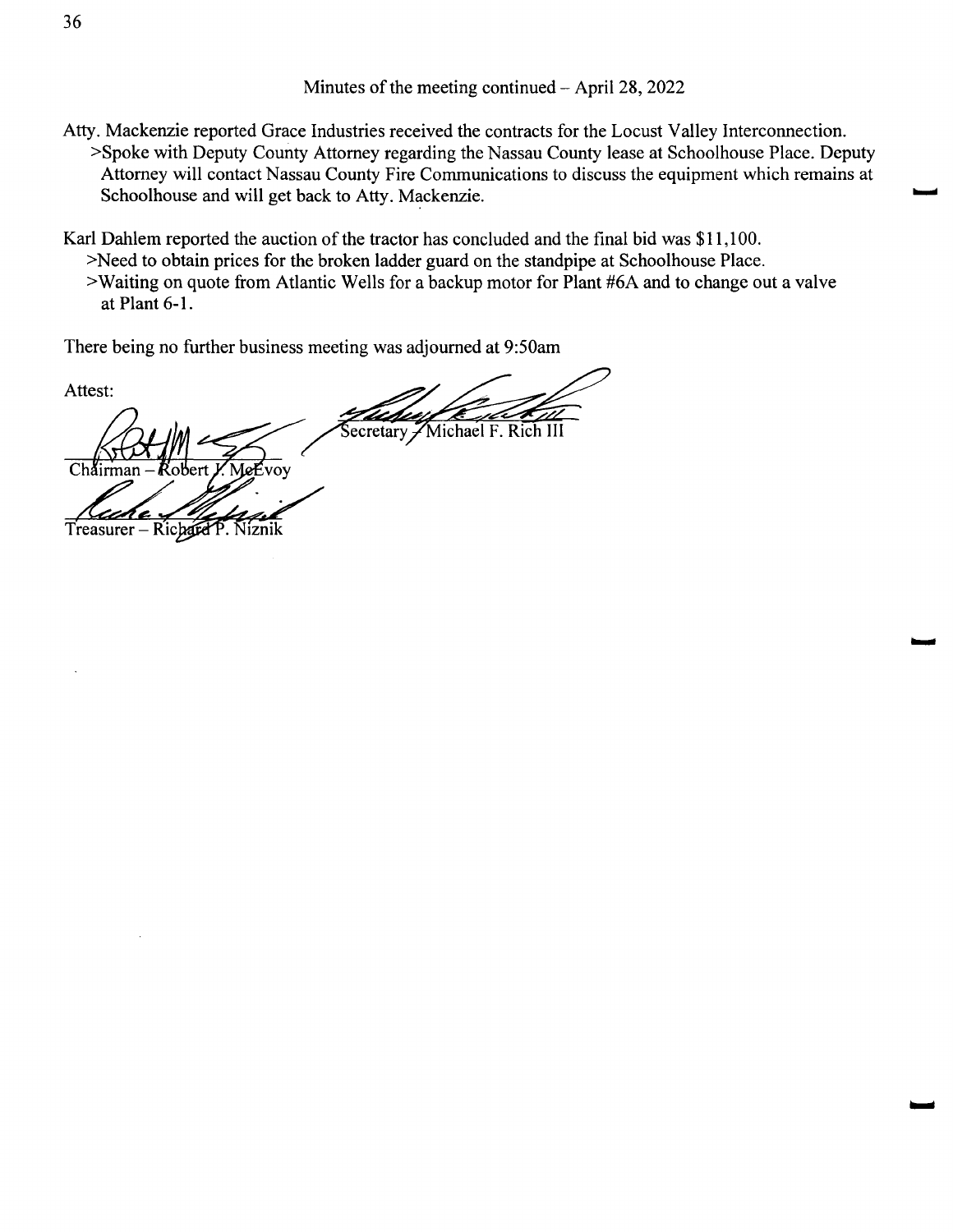Minutes of the meeting continued – April 28, 2022

Atty. Mackenzie reported Grace Industries received the contracts for the Locust Valley Interconnection.

>Spoke with Deputy County Attorney regarding the Nassau County lease at Schoolhouse Place. Deputy Attorney will contact Nassau County Fire Communications to discuss the equipment which remains at Schoolhouse and will get back to Atty. Mackenzie.

Karl Dahlem reported the auction of the tractor has concluded and the final bid was $11,100.

>Need to obtain prices for the broken ladder guard on the standpipe at Schoolhouse Place.

>Waiting on quote from Atlantic Wells for a backup motor for Plant #6A and to change out a valve at Plant 6-1.

There being no further business meeting was adjourned at 9:50am

Attest:

Secretary – Michael F. Rich III

Chairman – Robert J. McEvoy

Treasurer – Richard P. Niznik